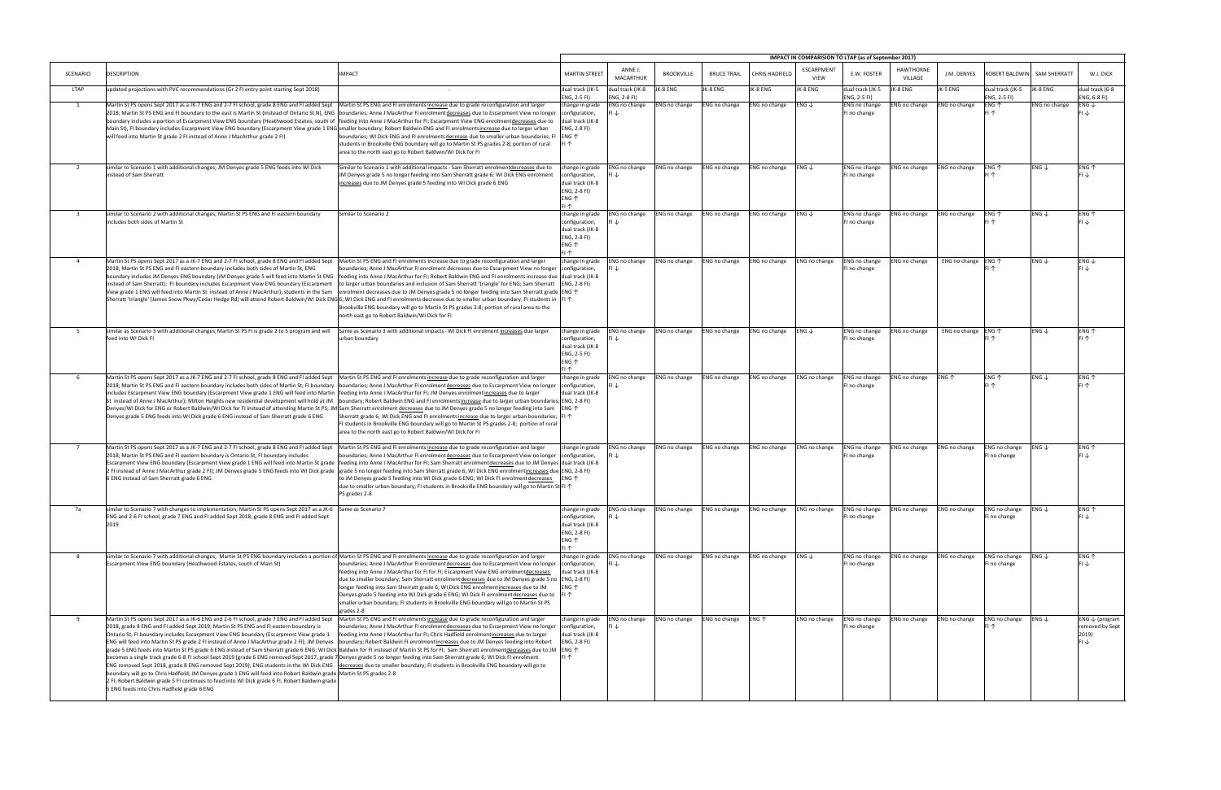| SCENARIO | DESCRIPTION | IMPACT | IMPACT IN COMPARISION TO LTAP (as of September 2017) | | | | | | | | | | | | |
|---|---|---|---|---|---|---|---|---|---|---|---|---|---|---|---|
| | | | MARTIN STREET | ANNE J. MACARTHUR | BROOKVILLE | BRUCE TRAIL | CHRIS HADFIELD | ESCARPMENT VIEW | E.W. FOSTER | HAWTHORNE VILLAGE | J.M. DENYES | ROBERT BALDWIN | SAM SHERRATT | W.I. DICK |
| LTAP | updated projections with PVC recommendations (Gr 2 FI entry point starting Sept 2018) | - | dual track (JK-5 ENG, 2-5 FI) | dual track (JK-8 ENG, 2-8 FI) | JK-8 ENG | JK-8 ENG | JK-8 ENG | JK-8 ENG | dual track (JK-5 ENG, 2-5 FI) | JK-8 ENG | JK-5 ENG | dual track (JK-5 ENG, 2-5 FI) | JK-8 ENG | dual track (6-8 ENG, 6-8 FI) |
| 1 | Martin St PS opens Sept 2017 as a JK-7 ENG and 2-7 FI school, grade 8 ENG and FI added Sept 2018; Martin St PS ENG and FI boundary to the east is Martin St (instead of Ontario St N), ENG boundary includes a portion of Escarpment View ENG boundary (Heathwood Estates, south of Main St), FI boundary includes Escarpment View ENG boundary (Escarpment View grade 1 ENG will feed into Martin St grade 2 FI instead of Anne J MacArthur grade 2 FI) | Martin St PS ENG and FI enrolments increase due to grade reconfiguration and larger boundaries; Anne J MacArthur FI enrolment decreases due to Escarpment View no longer feeding into Anne J MacArthur for FI; Escarpment View ENG enrolment decreases due to smaller boundary; Robert Baldwin ENG and FI enrolments increase due to larger urban boundaries; WI Dick ENG and FI enrolments decrease due to smaller urban boundaries; FI students in Brookville ENG boundary will go to Martin St PS grades 2-8; portion of rural area to the north east go to Robert Baldwin/WI Dick for FI | change in grade configuration, dual track (JK-8 ENG, 2-8 FI) ENG ↑ FI ↑ | ENG no change FI ↓ | ENG no change | ENG no change | ENG no change | ENG ↓ | ENG no change FI no change | ENG no change | ENG no change | ENG ↑ FI ↑ | ENG no change | ENG ↓ FI ↓ |
| 2 | similar to Scenario 1 with additional changes; JM Denyes grade 5 ENG feeds into WI Dick instead of Sam Sherratt | Similar to Scenario 1 with additional impacts - Sam Sherratt enrolment decreases due to JM Denyes grade 5 no longer feeding into Sam Sherratt grade 6; WI Dick ENG enrolment increases due to JM Denyes grade 5 feeding into WI Dick grade 6 ENG | change in grade configuration, dual track (JK-8 ENG, 2-8 FI) ENG ↑ FI ↑ | ENG no change FI ↓ | ENG no change | ENG no change | ENG no change | ENG ↓ | ENG no change FI no change | ENG no change | ENG no change | ENG ↑ FI ↑ | ENG ↓ | ENG ↑ FI ↓ |
| 3 | similar to Scenario 2 with additional changes; Martin St PS ENG and FI eastern boundary includes both sides of Martin St | Similar to Scenario 2 | change in grade configuration, dual track (JK-8 ENG, 2-8 FI) ENG ↑ FI ↑ | ENG no change FI ↓ | ENG no change | ENG no change | ENG no change | ENG ↓ | ENG no change FI no change | ENG no change | ENG no change | ENG ↑ FI ↑ | ENG ↓ | ENG ↑ FI ↓ |
| 4 | Martin St PS opens Sept 2017 as a JK-7 ENG and 2-7 FI school, grade 8 ENG and FI added Sept 2018; Martin St PS ENG and FI eastern boundary includes both sides of Martin St, ENG boundary includes JM Denyes ENG boundary (JM Denyes grade 5 will feed into Martin St ENG instead of Sam Sherratt); FI boundary includes Escarpment View ENG boundary (Escarpment View grade 1 ENG will feed into Martin St instead of Anne J MacArthur); students in the Sam Sherratt 'triangle' (James Snow Pkwy/Cedar Hedge Rd) will attend Robert Baldwin/WI Dick ENG | Martin St PS ENG and FI enrolments increase due to grade reconfiguration and larger boundaries; Anne J MacArthur FI enrolment decreases due to Escarpment View no longer feeding into Anne J MacArthur for FI; Robert Baldwin ENG and FI enrolments increase due to larger urban boundaries and inclusion of Sam Sherratt 'triangle' for ENG; Sam Sherratt enrolment decreases due to JM Denyes grade 5 no longer feeding into Sam Sherratt grade 6; WI Dick ENG and FI enrolments decrease due to smaller urban boundary; FI students in Brookville ENG boundary will go to Martin St PS grades 2-8; portion of rural area to the north east go to Robert Baldwin/WI Dick for FI | change in grade configuration, dual track (JK-8 ENG, 2-8 FI) ENG ↑ FI ↑ | ENG no change FI ↓ | ENG no change | ENG no change | ENG no change | ENG no change | ENG no change FI no change | ENG no change | ENG no change | ENG ↑ FI ↑ | ENG ↓ | ENG ↓ FI ↓ |
| 5 | similar as Scenario 3 with additional changes; Martin St PS FI is grade 2 to 5 program and will feed into WI Dick FI | Same as Scenario 3 with additional impacts - WI Dick FI enrolment increases due larger urban boundary | change in grade configuration, dual track (JK-8 ENG, 2-5 FI) ENG ↑ FI ↑ | ENG no change FI ↓ | ENG no change | ENG no change | ENG no change | ENG ↓ | ENG no change FI no change | ENG no change | ENG no change | ENG ↑ FI ↑ | ENG ↓ | ENG ↑ FI ↑ |
| 6 | Martin St PS opens Sept 2017 as a JK-7 ENG and 2-7 FI school, grade 8 ENG and FI added Sept 2018; Martin St PS ENG and FI eastern boundary includes both sides of Martin St; FI boundary includes Escarpment View ENG boundary (Escarpment View grade 1 ENG will feed into Martin St instead of Anne J MacArthur); Milton Heights new residential development will hold at JM Denyes/WI Dick for ENG or Robert Baldwin/WI Dick for FI instead of attending Martin St PS; JM Denyes grade 5 ENG feeds into WI Dick grade 6 ENG instead of Sam Sherratt grade 6 ENG | Martin St PS ENG and FI enrolments increase due to grade reconfiguration and larger boundaries; Anne J MacArthur FI enrolment decreases due to Escarpment View no longer feeding into Anne J MacArthur for FI; JM Denyes enrolment increases due to larger boundary; Robert Baldwin ENG and FI enrolments increase due to larger urban boundaries; Sam Sherratt enrolment decreases due to JM Denyes grade 5 no longer feeding into Sam Sherratt grade 6; WI Dick ENG and FI enrolments increase due to larger urban boundaries; FI students in Brookville ENG boundary will go to Martin St PS grades 2-8; portion of rural area to the north east go to Robert Baldwin/WI Dick for FI | change in grade configuration, dual track (JK-8 ENG, 2-8 FI) ENG ↑ FI ↑ | ENG no change FI ↓ | ENG no change | ENG no change | ENG no change | ENG no change | ENG no change FI no change | ENG no change | ENG ↑ | ENG ↑ FI ↑ | ENG ↓ | ENG ↑ FI ↑ |
| 7 | Martin St PS opens Sept 2017 as a JK-7 ENG and 2-7 FI school, grade 8 ENG and FI added Sept 2018; Martin St PS ENG and FI eastern boundary is Ontario St; FI boundary includes Escarpment View ENG boundary (Escarpment View grade 1 ENG will feed into Martin St grade 2 FI instead of Anne J MacArthur grade 2 FI); JM Denyes grade 5 ENG feeds into WI Dick grade 6 ENG instead of Sam Sherratt grade 6 ENG | Martin St PS ENG and FI enrolments increase due to grade reconfiguration and larger boundaries; Anne J MacArthur FI enrolment decreases due to Escarpment View no longer feeding into Anne J MacArthur for FI; Sam Sherratt enrolment decreases due to JM Denyes grade 5 no longer feeding into Sam Sherratt grade 6; WI Dick ENG enrolment increases due to JM Denyes grade 5 feeding into WI Dick grade 6 ENG; WI Dick FI enrolment decreases due to smaller urban boundary; FI students in Brookville ENG boundary will go to Martin St PS grades 2-8 | change in grade configuration, dual track (JK-8 ENG, 2-8 FI) ENG ↑ FI ↑ | ENG no change FI ↓ | ENG no change | ENG no change | ENG no change | ENG no change | ENG no change FI no change | ENG no change | ENG no change | ENG no change FI no change | ENG ↓ | ENG ↑ FI ↓ |
| 7a | similar to Scenario 7 with changes to implementation; Martin St PS opens Sept 2017 as a JK-6 ENG and 2-6 FI school, grade 7 ENG and FI added Sept 2018, grade 8 ENG and FI added Sept 2019 | Same as Scenario 7 | change in grade configuration, dual track (JK-8 ENG, 2-8 FI) ENG ↑ FI ↑ | ENG no change FI ↓ | ENG no change | ENG no change | ENG no change | ENG no change | ENG no change FI no change | ENG no change | ENG no change | ENG no change FI no change | ENG ↓ | ENG ↑ FI ↓ |
| 8 | similar to Scenario 7 with additional changes; Martin St PS ENG boundary includes a portion of Escarpment View ENG boundary (Heathwood Estates, south of Main St) | Martin St PS ENG and FI enrolments increase due to grade reconfiguration and larger boundaries; Anne J MacArthur FI enrolment decreases due to Escarpment View no longer feeding into Anne J MacArthur for FI for FI; Escarpment View ENG enrolment decreases due to smaller boundary; Sam Sherratt enrolment decreases due to JM Denyes grade 5 no longer feeding into Sam Sherratt grade 6; WI Dick ENG enrolment increases due to JM Denyes grade 5 feeding into WI Dick grade 6 ENG; WI Dick FI enrolment decreases due to smaller urban boundary; FI students in Brookville ENG boundary will go to Martin St PS grades 2-8 | change in grade configuration, dual track (JK-8 ENG, 2-8 FI) ENG ↑ FI ↑ | ENG no change FI ↓ | ENG no change | ENG no change | ENG no change | ENG ↓ | ENG no change FI no change | ENG no change | ENG no change | ENG no change FI no change | ENG ↓ | ENG ↑ FI ↓ |
| 9 | Martin St PS opens Sept 2017 as a JK-6 ENG and 2-6 FI school, grade 7 ENG and FI added Sept 2018, grade 8 ENG and FI added Sept 2019; Martin St PS ENG and FI eastern boundary is Ontario St; FI boundary includes Escarpment View ENG boundary (Escarpment View grade 1 ENG will feed into Martin St PS grade 2 FI instead of Anne J MacArthur grade 2 FI); JM Denyes grade 5 ENG feeds into Martin St PS grade 6 ENG instead of Sam Sherratt grade 6 ENG; WI Dick becomes a single track grade 6-8 FI school Sept 2019 (grade 6 ENG removed Sept 2017, grade 7 ENG removed Sept 2018, grade 8 ENG removed Sept 2019); ENG students in the WI Dick ENG boundary will go to Chris Hadfield; JM Denyes grade 1 ENG will feed into Robert Baldwin grade 2 FI; Robert Baldwin grade 5 FI continues to feed into WI Dick grade 6 FI, Robert Baldwin grade 5 ENG feeds into Chris Hadfield grade 6 ENG | Martin St PS ENG and FI enrolments increase due to grade reconfiguration and larger boundaries; Anne J MacArthur FI enrolment decreases due to Escarpment View no longer feeding into Anne J MacArthur for FI; Chris Hadfield enrolment increases due to larger boundary; Robert Baldwin FI enrolment increases due to JM Denyes feeding into Robert Baldwin for FI instead of Martin St PS for FI; Sam Sherratt enrolment decreases due to JM Denyes grade 5 no longer feeding into Sam Sherratt grade 6; WI Dick FI enrolment decreases due to smaller boundary; FI students in Brookville ENG boundary will go to Martin St PS grades 2-8 | change in grade configuration, dual track (JK-8 ENG, 2-8 FI) ENG ↑ FI ↑ | ENG no change FI ↓ | ENG no change | ENG no change | ENG ↑ | ENG no change | ENG no change FI no change | ENG no change | ENG no change | ENG no change FI ↑ | ENG ↓ | ENG ↓ (program removed by Sept 2019) FI ↓ |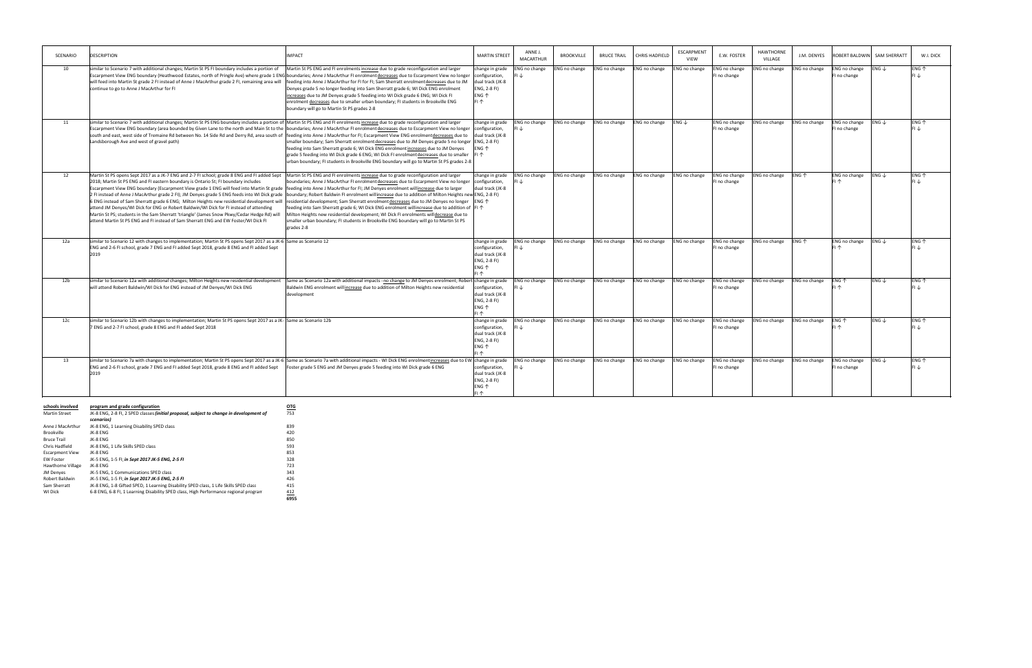| SCENARIO | DESCRIPTION | IMPACT | MARTIN STREET | ANNE J. MACARTHUR | BROOKVILLE | BRUCE TRAIL | CHRIS HADFIELD | ESCARPMENT VIEW | E.W. FOSTER | HAWTHORNE VILLAGE | J.M. DENYES | ROBERT BALDWIN | SAM SHERRATT | W.I. DICK |
|---|---|---|---|---|---|---|---|---|---|---|---|---|---|---|
| 10 | similar to Scenario 7 with additional changes; Martin St PS FI boundary includes a portion of Escarpment View ENG boundary (Heathwood Estates, north of Pringle Ave) where grade 1 ENG will feed into Martin St grade 2 FI instead of Anne J MacArthur grade 2 FI, remaining area will continue to go to Anne J MacArthur for FI | Martin St PS ENG and FI enrolments increase due to grade reconfiguration and larger boundaries; Anne J MacArthur FI enrolment decreases due to Escarpment View no longer feeding into Anne J MacArthur for FI for FI; Sam Sherratt enrolment decreases due to JM Denyes grade 5 no longer feeding into Sam Sherratt grade 6; WI Dick ENG enrolment increases due to JM Denyes grade 5 feeding into WI Dick grade 6 ENG; WI Dick FI enrolment decreases due to smaller urban boundary; FI students in Brookville ENG boundary will go to Martin St PS grades 2-8 | change in grade configuration, dual track (JK-8 ENG, 2-8 FI) ENG ↑ FI ↑ | ENG no change FI ↓ | ENG no change | ENG no change | ENG no change | ENG no change | ENG no change FI no change | ENG no change | ENG no change | ENG no change FI no change | ENG ↓ | ENG ↑ FI ↓ |
| 11 | similar to Scenario 7 with additional changes; Martin St PS ENG boundary includes a portion of Escarpment View ENG boundary (area bounded by Given Lane to the north and Main St to the south and east, west side of Tremaine Rd between No. 14 Side Rd and Derry Rd, area south of Landsborough Ave and west of gravel path) | Martin St PS ENG and FI enrolments increase due to grade reconfiguration and larger boundaries; Anne J MacArthur FI enrolment decreases due to Escarpment View no longer feeding into Anne J MacArthur for FI; Escarpment View ENG enrolment decreases due to smaller boundary; Sam Sherratt enrolment decreases due to JM Denyes grade 5 no longer feeding into Sam Sherratt grade 6; WI Dick ENG enrolment increases due to JM Denyes grade 5 feeding into WI Dick grade 6 ENG; WI Dick FI enrolment decreases due to smaller urban boundary; FI students in Brookville ENG boundary will go to Martin St PS grades 2-8 | change in grade configuration, dual track (JK-8 ENG, 2-8 FI) ENG ↑ FI ↑ | ENG no change FI ↓ | ENG no change | ENG no change | ENG no change | ENG ↓ | ENG no change FI no change | ENG no change | ENG no change | ENG no change FI no change | ENG ↓ | ENG ↑ FI ↓ |
| 12 | Martin St PS opens Sept 2017 as a JK-7 ENG and 2-7 FI school; grade 8 ENG and FI added Sept 2018; Martin St PS ENG and FI eastern boundary is Ontario St; FI boundary includes Escarpment View ENG boundary (Escarpment View grade 1 ENG will feed into Martin St grade 2 FI instead of Anne J MacArthur grade 2 FI); JM Denyes grade 5 ENG feeds into WI Dick grade 6 ENG instead of Sam Sherratt grade 6 ENG; Milton Heights new residential development will attend JM Denyes/WI Dick for ENG or Robert Baldwin/WI Dick for FI instead of attending Martin St PS; students in the Sam Sherratt 'triangle' (James Snow Pkwy/Cedar Hedge Rd) will attend Martin St PS ENG and FI instead of Sam Sherratt ENG and EW Foster/WI Dick FI | Martin St PS ENG and FI enrolments increase due to grade reconfiguration and larger boundaries; Anne J MacArthur FI enrolment decreases due to Escarpment View no longer feeding into Anne J MacArthur for FI; JM Denyes enrolment will increase due to larger boundary; Robert Baldwin FI enrolment will increase due to addition of Milton Heights new residential development; Sam Sherratt enrolment decreases due to JM Denyes no longer feeding into Sam Sherratt grade 6; WI Dick ENG enrolment will increase due to addition of Milton Heights new residential development; WI Dick FI enrolments will decrease due to smaller urban boundary; FI students in Brookville ENG boundary will go to Martin St PS grades 2-8 | change in grade configuration, dual track (JK-8 ENG, 2-8 FI) ENG ↑ FI ↑ | ENG no change FI ↓ | ENG no change | ENG no change | ENG no change | ENG no change | ENG no change FI no change | ENG no change | ENG ↑ | ENG no change FI ↑ | ENG ↓ | ENG ↑ FI ↓ |
| 12a | similar to Scenario 12 with changes to implementation; Martin St PS opens Sept 2017 as a JK-6 ENG and 2-6 FI school, grade 7 ENG and FI added Sept 2018, grade 8 ENG and FI added Sept 2019 | Same as Scenario 12 | change in grade configuration, dual track (JK-8 ENG, 2-8 FI) ENG ↑ FI ↑ | ENG no change FI ↓ | ENG no change | ENG no change | ENG no change | ENG no change | ENG no change FI no change | ENG no change | ENG ↑ | ENG no change FI ↑ | ENG ↓ | ENG ↑ FI ↓ |
| 12b | similar to Scenario 12a with additional changes; Milton Heights new residential development will attend Robert Baldwin/WI Dick for ENG instead of JM Denyes/WI Dick ENG | Same as Scenario 12a with additional impacts - no change to JM Denyes enrolment; Robert Baldwin ENG enrolment will increase due to addition of Milton Heights new residential development | change in grade configuration, dual track (JK-8 ENG, 2-8 FI) ENG ↑ FI ↑ | ENG no change FI ↓ | ENG no change | ENG no change | ENG no change | ENG no change | ENG no change FI no change | ENG no change | ENG no change | ENG ↑ FI ↑ | ENG ↓ | ENG ↑ FI ↓ |
| 12c | similar to Scenario 12b with changes to implementation; Martin St PS opens Sept 2017 as a JK-7 ENG and 2-7 FI school, grade 8 ENG and FI added Sept 2018 | Same as Scenario 12b | change in grade configuration, dual track (JK-8 ENG, 2-8 FI) ENG ↑ FI ↑ | ENG no change FI ↓ | ENG no change | ENG no change | ENG no change | ENG no change | ENG no change FI no change | ENG no change | ENG no change | ENG ↑ FI ↑ | ENG ↓ | ENG ↑ FI ↓ |
| 13 | similar to Scenario 7a with changes to implementation; Martin St PS opens Sept 2017 as a JK-6 ENG and 2-6 FI school, grade 7 ENG and FI added Sept 2018, grade 8 ENG and FI added Sept 2019 | Same as Scenario 7a with additional impacts - WI Dick ENG enrolment increases due to EW Foster grade 5 ENG and JM Denyes grade 5 feeding into WI Dick grade 6 ENG | change in grade configuration, dual track (JK-8 ENG, 2-8 FI) ENG ↑ FI ↑ | ENG no change FI ↓ | ENG no change | ENG no change | ENG no change | ENG no change | ENG no change FI no change | ENG no change | ENG no change | ENG no change FI no change | ENG ↓ | ENG ↑ FI ↓ |

| schools involved | program and grade configuration | OTG |
|---|---|---|
| Martin Street | JK-8 ENG, 2-8 FI, 2 SPED classes *(initial proposal, subject to change in development of scenarios)* | 753 |
| Anne J MacArthur | JK-8 ENG, 1 Learning Disability SPED class | 839 |
| Brookville | JK-8 ENG | 420 |
| Bruce Trail | JK-8 ENG | 850 |
| Chris Hadfield | JK-8 ENG, 1 Life Skills SPED class | 593 |
| Escarpment View | JK-8 ENG | 853 |
| EW Foster | JK-5 ENG, 1-5 FI; ***in Sept 2017 JK-5 ENG, 2-5 FI*** | 328 |
| Hawthorne Village | JK-8 ENG | 723 |
| JM Denyes | JK-5 ENG, 1 Communications SPED class | 343 |
| Robert Baldwin | JK-5 ENG, 1-5 FI; ***in Sept 2017 JK-5 ENG, 2-5 FI*** | 426 |
| Sam Sherratt | JK-8 ENG, 1-8 Gifted SPED, 1 Learning Disability SPED class, 1 Life Skills SPED class | 415 |
| WI Dick | 6-8 ENG, 6-8 FI, 1 Learning Disability SPED class, High Performance regional program | 412 |
| | | 6955 |